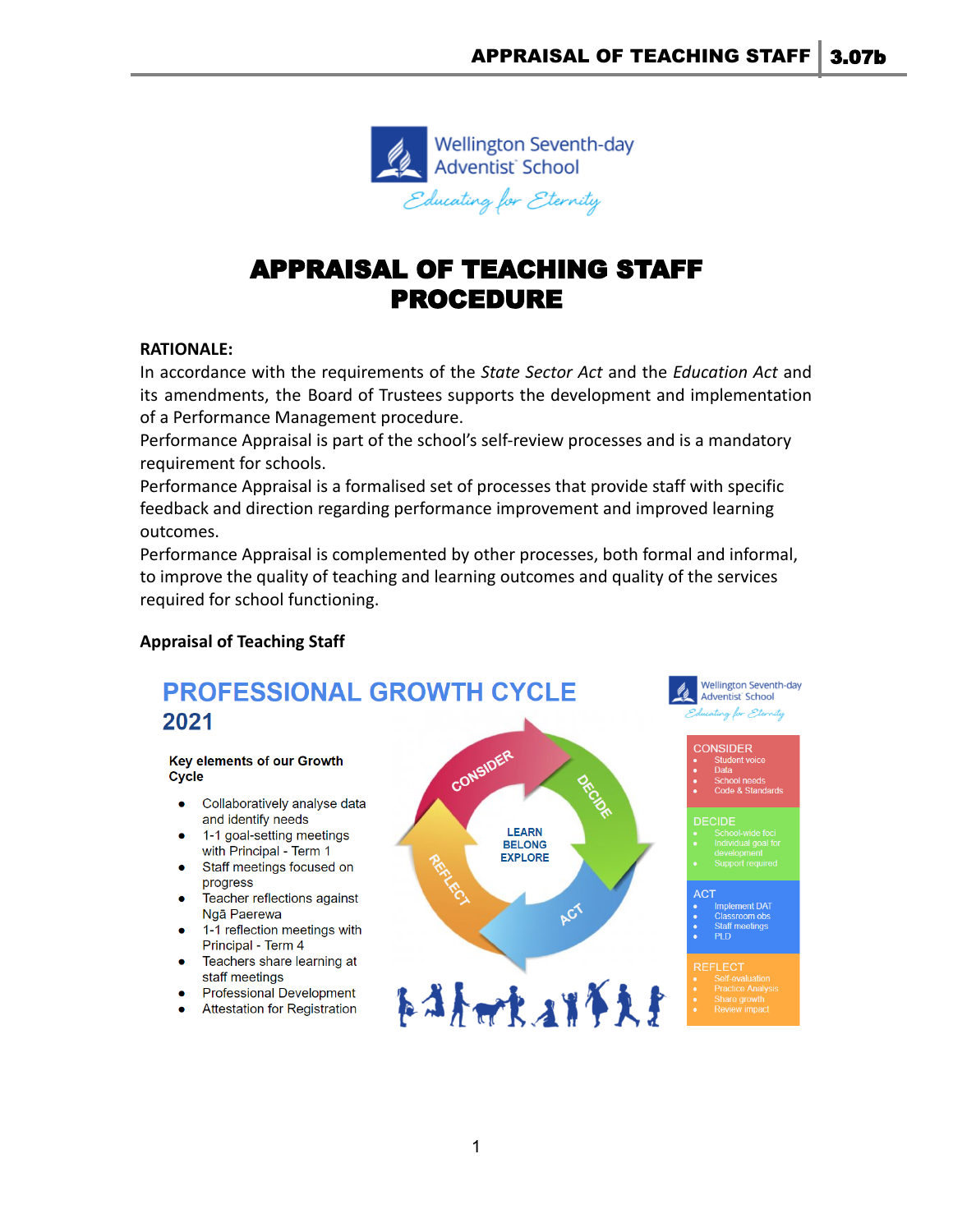Wellington Seventh-day Adventist School

*Educating for Eternity*

# APPRAISAL OF TEACHING STAFF PROCEDURE

**RATIONALE:**

In accordance with the requirements of the *State Sector Act* and the *Education Act* and its amendments, the Board of Trustees supports the development and implementation of a Performance Management procedure.

Performance Appraisal is part of the school's self-review processes and is a mandatory requirement for schools.

Performance Appraisal is a formalised set of processes that provide staff with specific feedback and direction regarding performance improvement and improved learning outcomes.

Performance Appraisal is complemented by other processes, both formal and informal, to improve the quality of teaching and learning outcomes and quality of the services required for school functioning.

**Appraisal of Teaching Staff**

## PROFESSIONAL GROWTH CYCLE 2021

**Key elements of our Growth Cycle**

- Collaboratively analyse data and identify needs
- 1-1 goal-setting meetings with Principal - Term 1
- Staff meetings focused on progress
- Teacher reflections against Ngā Paerewa
- 1-1 reflection meetings with Principal - Term 4
- Teachers share learning at staff meetings
- Professional Development
- Attestation for Registration

CONSIDER → DECIDE → ACT → REFLECT

LEARN
BELONG
EXPLORE

**CONSIDER**
- Student voice
- Data
- School needs
- Code & Standards

**DECIDE**
- School-wide foci
- Individual goal for development
- Support required

**ACT**
- Implement DAT
- Classroom obs
- Staff meetings
- PLD

**REFLECT**
- Self-evaluation
- Practice Analysis
- Share growth
- Review impact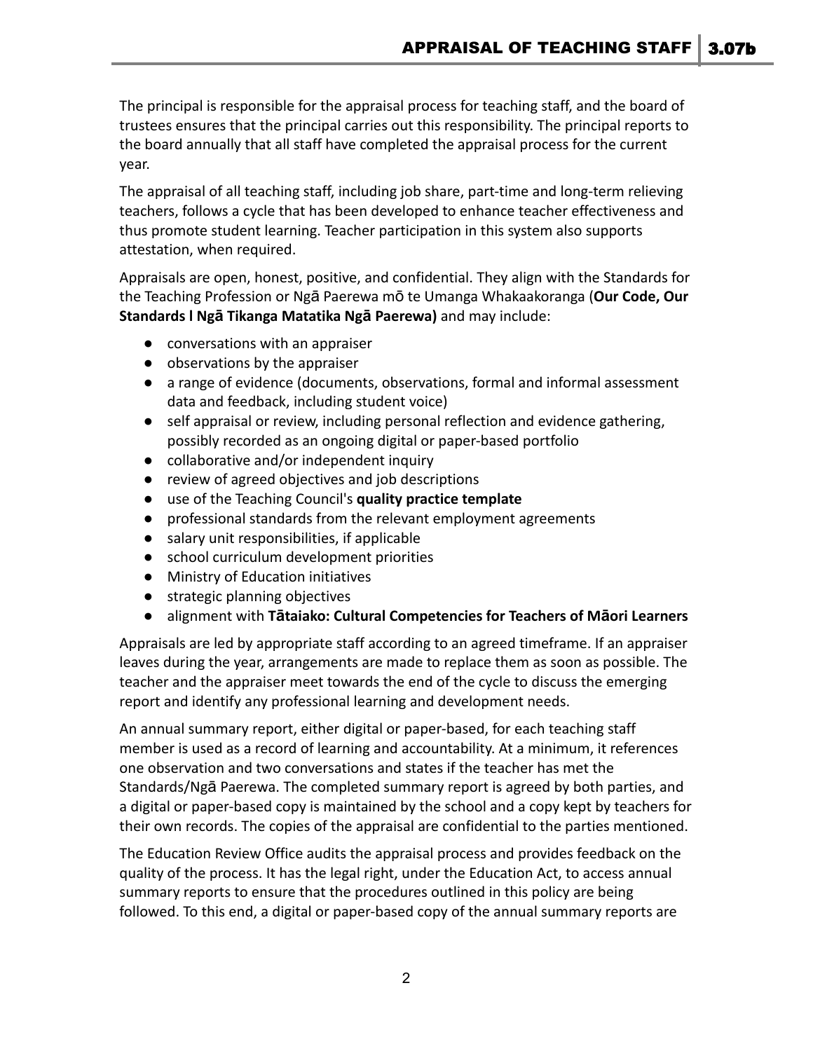The principal is responsible for the appraisal process for teaching staff, and the board of trustees ensures that the principal carries out this responsibility. The principal reports to the board annually that all staff have completed the appraisal process for the current year.

The appraisal of all teaching staff, including job share, part-time and long-term relieving teachers, follows a cycle that has been developed to enhance teacher effectiveness and thus promote student learning. Teacher participation in this system also supports attestation, when required.

Appraisals are open, honest, positive, and confidential. They align with the Standards for the Teaching Profession or Ngā Paerewa mō te Umanga Whakaakoranga (**Our Code, Our Standards l Ngā Tikanga Matatika Ngā Paerewa)** and may include:

- conversations with an appraiser
- observations by the appraiser
- a range of evidence (documents, observations, formal and informal assessment data and feedback, including student voice)
- self appraisal or review, including personal reflection and evidence gathering, possibly recorded as an ongoing digital or paper-based portfolio
- collaborative and/or independent inquiry
- review of agreed objectives and job descriptions
- use of the Teaching Council's **quality practice template**
- professional standards from the relevant employment agreements
- salary unit responsibilities, if applicable
- school curriculum development priorities
- Ministry of Education initiatives
- strategic planning objectives
- alignment with **Tātaiako: Cultural Competencies for Teachers of Māori Learners**

Appraisals are led by appropriate staff according to an agreed timeframe. If an appraiser leaves during the year, arrangements are made to replace them as soon as possible. The teacher and the appraiser meet towards the end of the cycle to discuss the emerging report and identify any professional learning and development needs.

An annual summary report, either digital or paper-based, for each teaching staff member is used as a record of learning and accountability. At a minimum, it references one observation and two conversations and states if the teacher has met the Standards/Ngā Paerewa. The completed summary report is agreed by both parties, and a digital or paper-based copy is maintained by the school and a copy kept by teachers for their own records. The copies of the appraisal are confidential to the parties mentioned.

The Education Review Office audits the appraisal process and provides feedback on the quality of the process. It has the legal right, under the Education Act, to access annual summary reports to ensure that the procedures outlined in this policy are being followed. To this end, a digital or paper-based copy of the annual summary reports are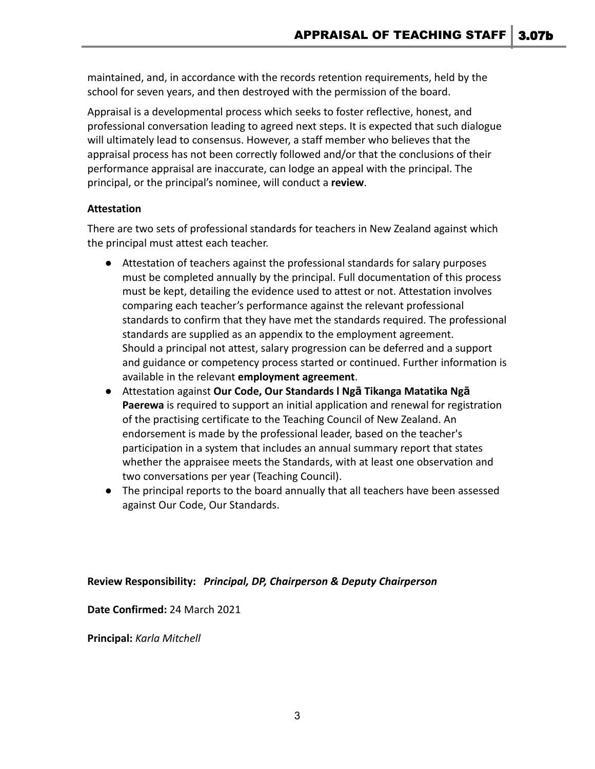maintained, and, in accordance with the records retention requirements, held by the school for seven years, and then destroyed with the permission of the board.

Appraisal is a developmental process which seeks to foster reflective, honest, and professional conversation leading to agreed next steps. It is expected that such dialogue will ultimately lead to consensus. However, a staff member who believes that the appraisal process has not been correctly followed and/or that the conclusions of their performance appraisal are inaccurate, can lodge an appeal with the principal. The principal, or the principal's nominee, will conduct a **review**.

**Attestation**

There are two sets of professional standards for teachers in New Zealand against which the principal must attest each teacher.

- Attestation of teachers against the professional standards for salary purposes must be completed annually by the principal. Full documentation of this process must be kept, detailing the evidence used to attest or not. Attestation involves comparing each teacher's performance against the relevant professional standards to confirm that they have met the standards required. The professional standards are supplied as an appendix to the employment agreement. Should a principal not attest, salary progression can be deferred and a support and guidance or competency process started or continued. Further information is available in the relevant **employment agreement**.
- Attestation against **Our Code, Our Standards l Ngā Tikanga Matatika Ngā Paerewa** is required to support an initial application and renewal for registration of the practising certificate to the Teaching Council of New Zealand. An endorsement is made by the professional leader, based on the teacher's participation in a system that includes an annual summary report that states whether the appraisee meets the Standards, with at least one observation and two conversations per year (Teaching Council).
- The principal reports to the board annually that all teachers have been assessed against Our Code, Our Standards.

**Review Responsibility:** ***Principal, DP, Chairperson & Deputy Chairperson***

**Date Confirmed:** 24 March 2021

**Principal:** *Karla Mitchell*